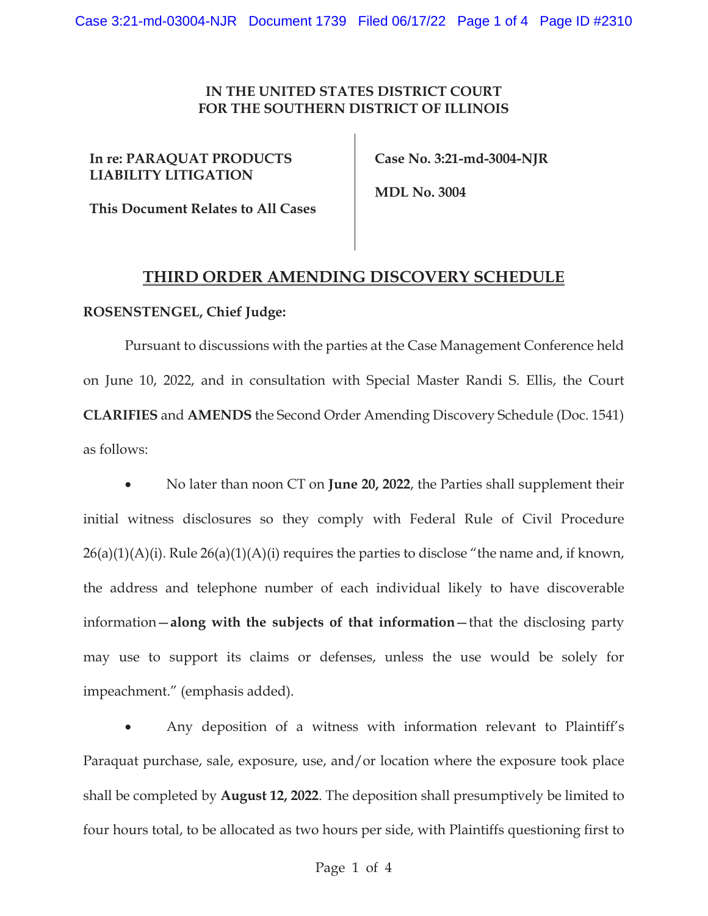**IN THE UNITED STATES DISTRICT COURT**
**FOR THE SOUTHERN DISTRICT OF ILLINOIS**

| | |
|---|---|
| **In re: PARAQUAT PRODUCTS LIABILITY LITIGATION**<br><br>**This Document Relates to All Cases** | **Case No. 3:21-md-3004-NJR**<br><br>**MDL No. 3004** |

# THIRD ORDER AMENDING DISCOVERY SCHEDULE

**ROSENSTENGEL, Chief Judge:**

Pursuant to discussions with the parties at the Case Management Conference held on June 10, 2022, and in consultation with Special Master Randi S. Ellis, the Court **CLARIFIES** and **AMENDS** the Second Order Amending Discovery Schedule (Doc. 1541) as follows:

- No later than noon CT on **June 20, 2022**, the Parties shall supplement their initial witness disclosures so they comply with Federal Rule of Civil Procedure 26(a)(1)(A)(i). Rule 26(a)(1)(A)(i) requires the parties to disclose "the name and, if known, the address and telephone number of each individual likely to have discoverable information—**along with the subjects of that information**—that the disclosing party may use to support its claims or defenses, unless the use would be solely for impeachment." (emphasis added).

- Any deposition of a witness with information relevant to Plaintiff's Paraquat purchase, sale, exposure, use, and/or location where the exposure took place shall be completed by **August 12, 2022**. The deposition shall presumptively be limited to four hours total, to be allocated as two hours per side, with Plaintiffs questioning first to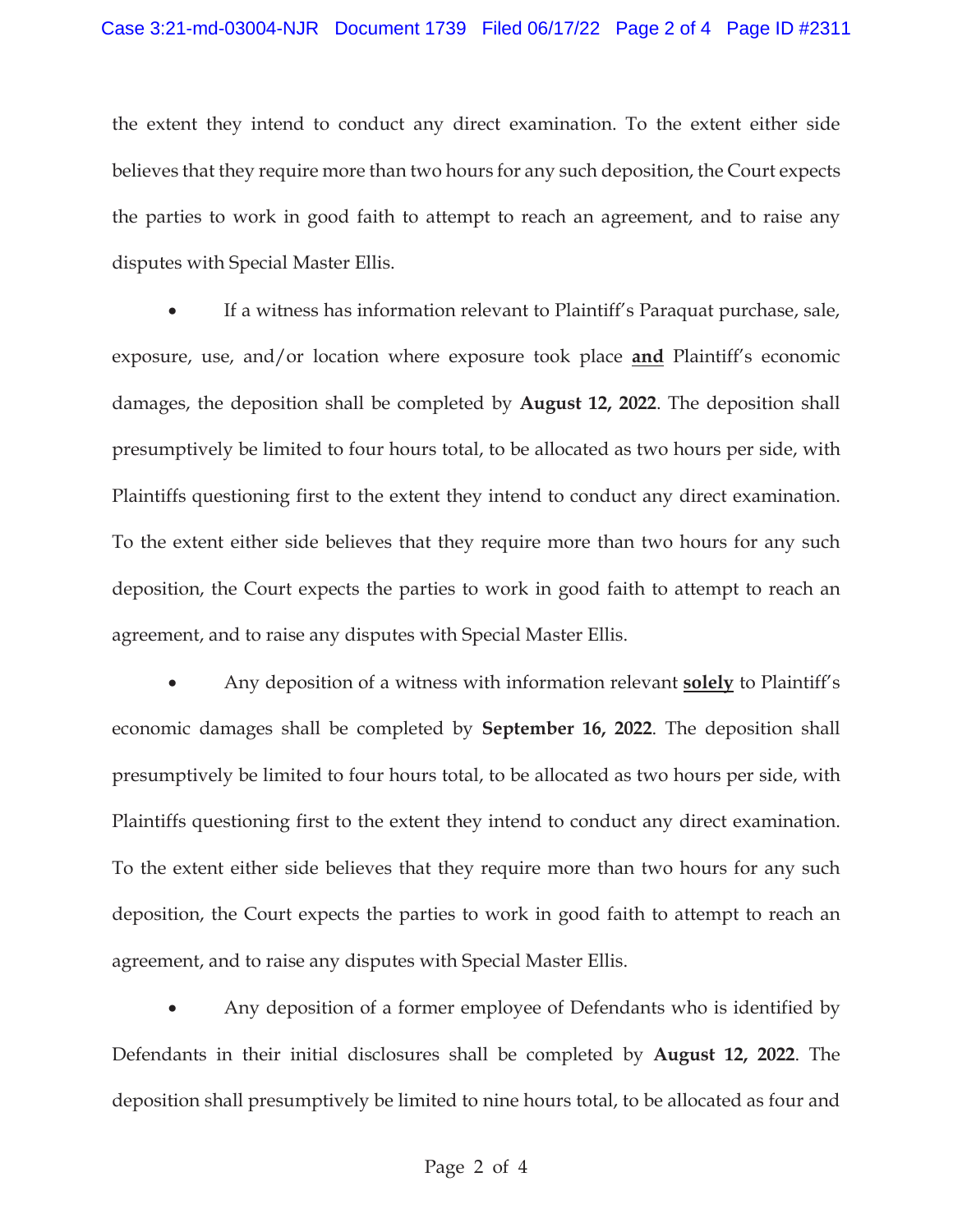the extent they intend to conduct any direct examination. To the extent either side believes that they require more than two hours for any such deposition, the Court expects the parties to work in good faith to attempt to reach an agreement, and to raise any disputes with Special Master Ellis.

- If a witness has information relevant to Plaintiff's Paraquat purchase, sale, exposure, use, and/or location where exposure took place **and** Plaintiff's economic damages, the deposition shall be completed by **August 12, 2022**. The deposition shall presumptively be limited to four hours total, to be allocated as two hours per side, with Plaintiffs questioning first to the extent they intend to conduct any direct examination. To the extent either side believes that they require more than two hours for any such deposition, the Court expects the parties to work in good faith to attempt to reach an agreement, and to raise any disputes with Special Master Ellis.

- Any deposition of a witness with information relevant **solely** to Plaintiff's economic damages shall be completed by **September 16, 2022**. The deposition shall presumptively be limited to four hours total, to be allocated as two hours per side, with Plaintiffs questioning first to the extent they intend to conduct any direct examination. To the extent either side believes that they require more than two hours for any such deposition, the Court expects the parties to work in good faith to attempt to reach an agreement, and to raise any disputes with Special Master Ellis.

- Any deposition of a former employee of Defendants who is identified by Defendants in their initial disclosures shall be completed by **August 12, 2022**. The deposition shall presumptively be limited to nine hours total, to be allocated as four and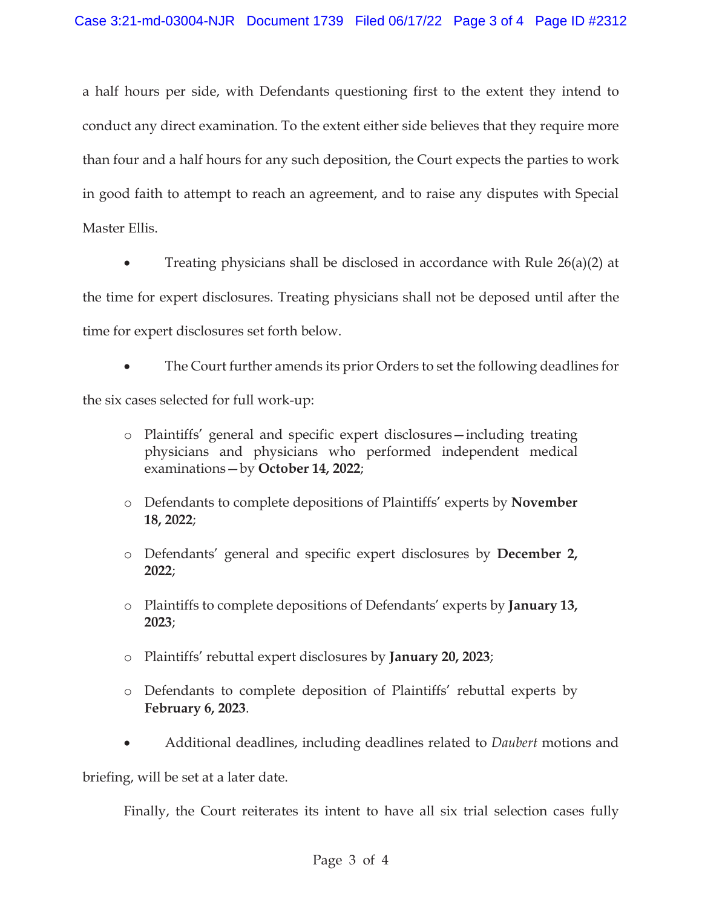a half hours per side, with Defendants questioning first to the extent they intend to conduct any direct examination. To the extent either side believes that they require more than four and a half hours for any such deposition, the Court expects the parties to work in good faith to attempt to reach an agreement, and to raise any disputes with Special Master Ellis.

- Treating physicians shall be disclosed in accordance with Rule 26(a)(2) at the time for expert disclosures. Treating physicians shall not be deposed until after the time for expert disclosures set forth below.

- The Court further amends its prior Orders to set the following deadlines for the six cases selected for full work-up:

  - Plaintiffs' general and specific expert disclosures—including treating physicians and physicians who performed independent medical examinations—by **October 14, 2022**;

  - Defendants to complete depositions of Plaintiffs' experts by **November 18, 2022**;

  - Defendants' general and specific expert disclosures by **December 2, 2022**;

  - Plaintiffs to complete depositions of Defendants' experts by **January 13, 2023**;

  - Plaintiffs' rebuttal expert disclosures by **January 20, 2023**;

  - Defendants to complete deposition of Plaintiffs' rebuttal experts by **February 6, 2023**.

- Additional deadlines, including deadlines related to *Daubert* motions and briefing, will be set at a later date.

Finally, the Court reiterates its intent to have all six trial selection cases fully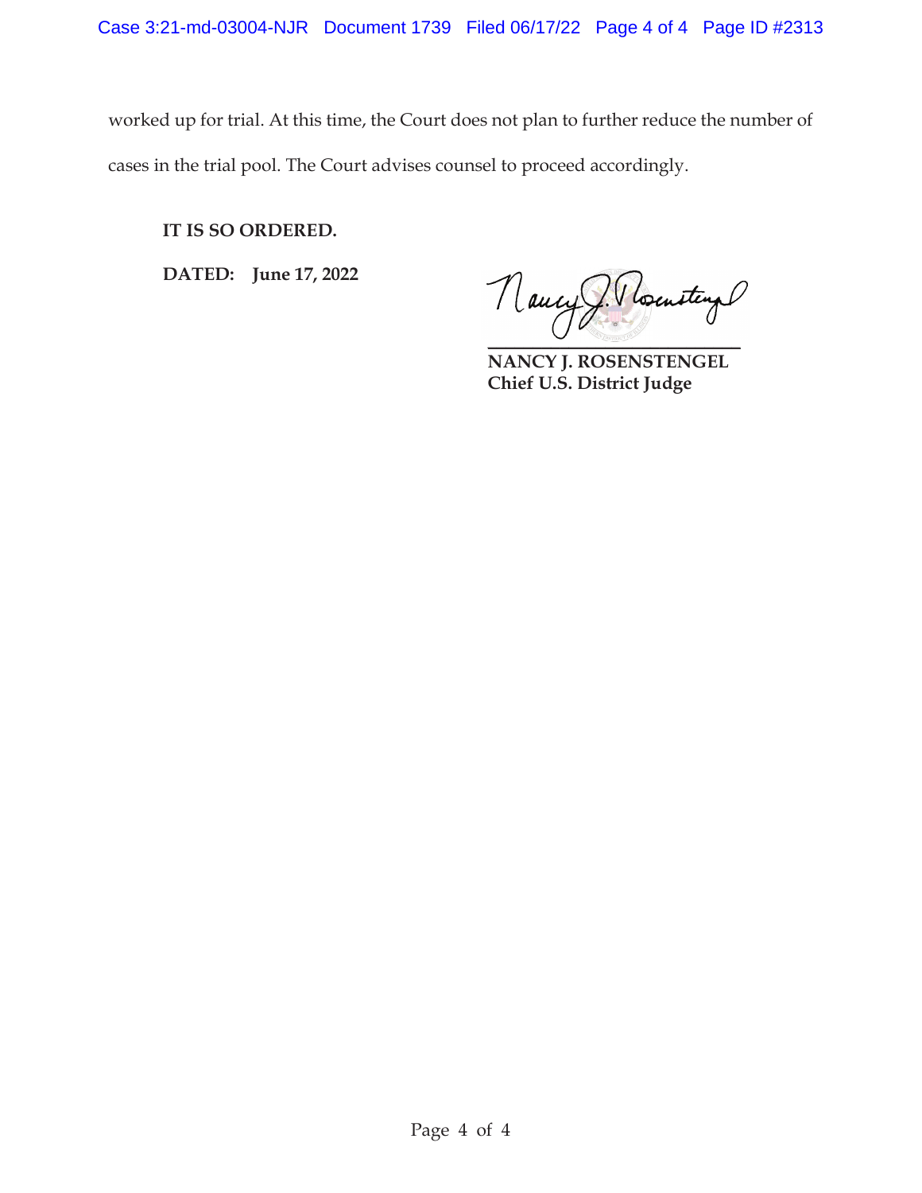worked up for trial. At this time, the Court does not plan to further reduce the number of cases in the trial pool. The Court advises counsel to proceed accordingly.

**IT IS SO ORDERED.**

**DATED: June 17, 2022**

**NANCY J. ROSENSTENGEL**
**Chief U.S. District Judge**